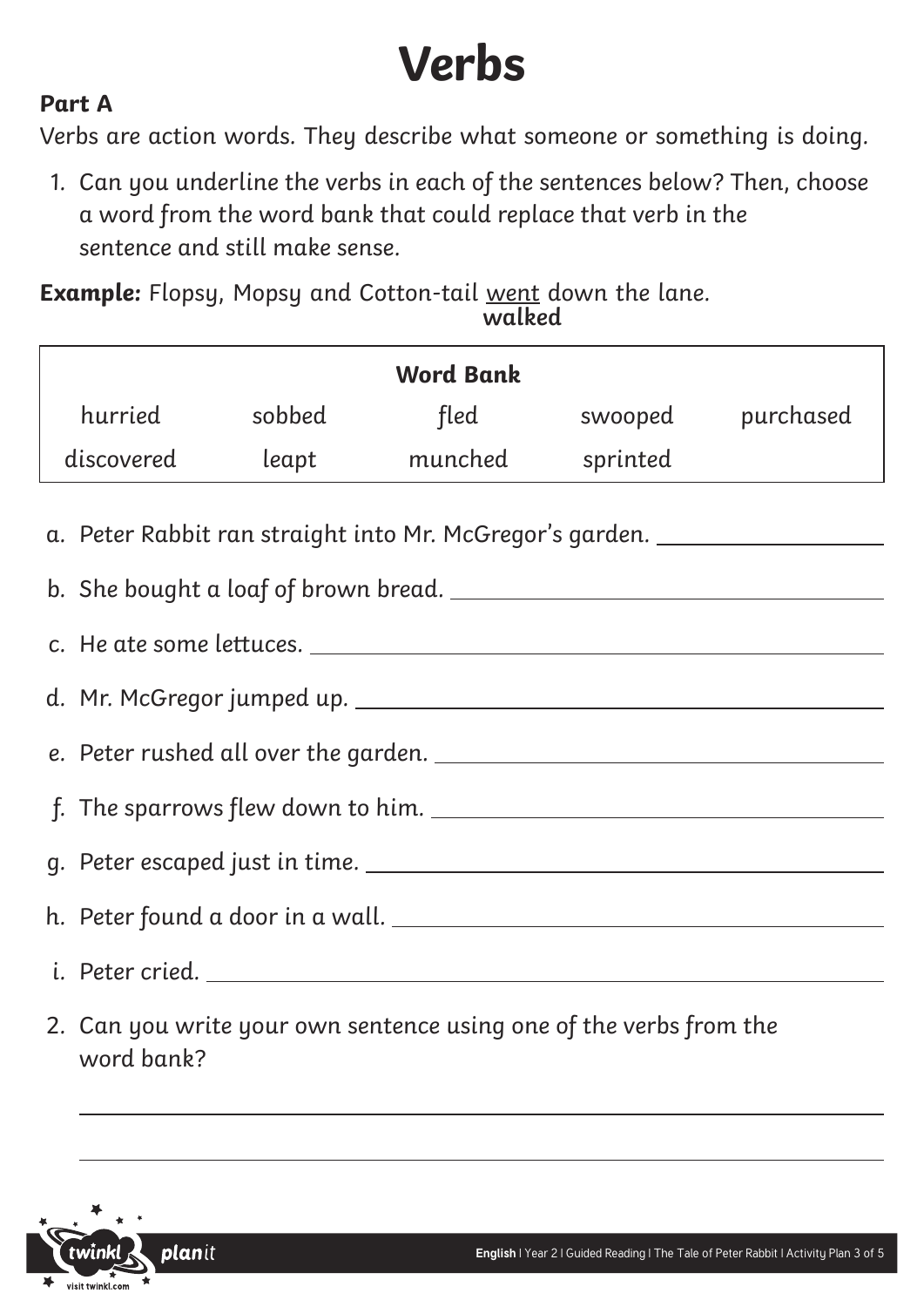# Verbs

**Part A**

Verbs are action words. They describe what someone or something is doing.

1. Can you underline the verbs in each of the sentences below? Then, choose a word from the word bank that could replace that verb in the sentence and still make sense.

**Example:** Flopsy, Mopsy and Cotton-tail <u>went</u> down the lane.
**walked**

| Word Bank | | | | |
|---|---|---|---|---|
| hurried | sobbed | fled | swooped | purchased |
| discovered | leapt | munched | sprinted | |

a. Peter Rabbit ran straight into Mr. McGregor's garden. ____________

b. She bought a loaf of brown bread. ____________

c. He ate some lettuces. ____________

d. Mr. McGregor jumped up. ____________

e. Peter rushed all over the garden. ____________

f. The sparrows flew down to him. ____________

g. Peter escaped just in time. ____________

h. Peter found a door in a wall. ____________

i. Peter cried. ____________

2. Can you write your own sentence using one of the verbs from the word bank?

____________________________________________

____________________________________________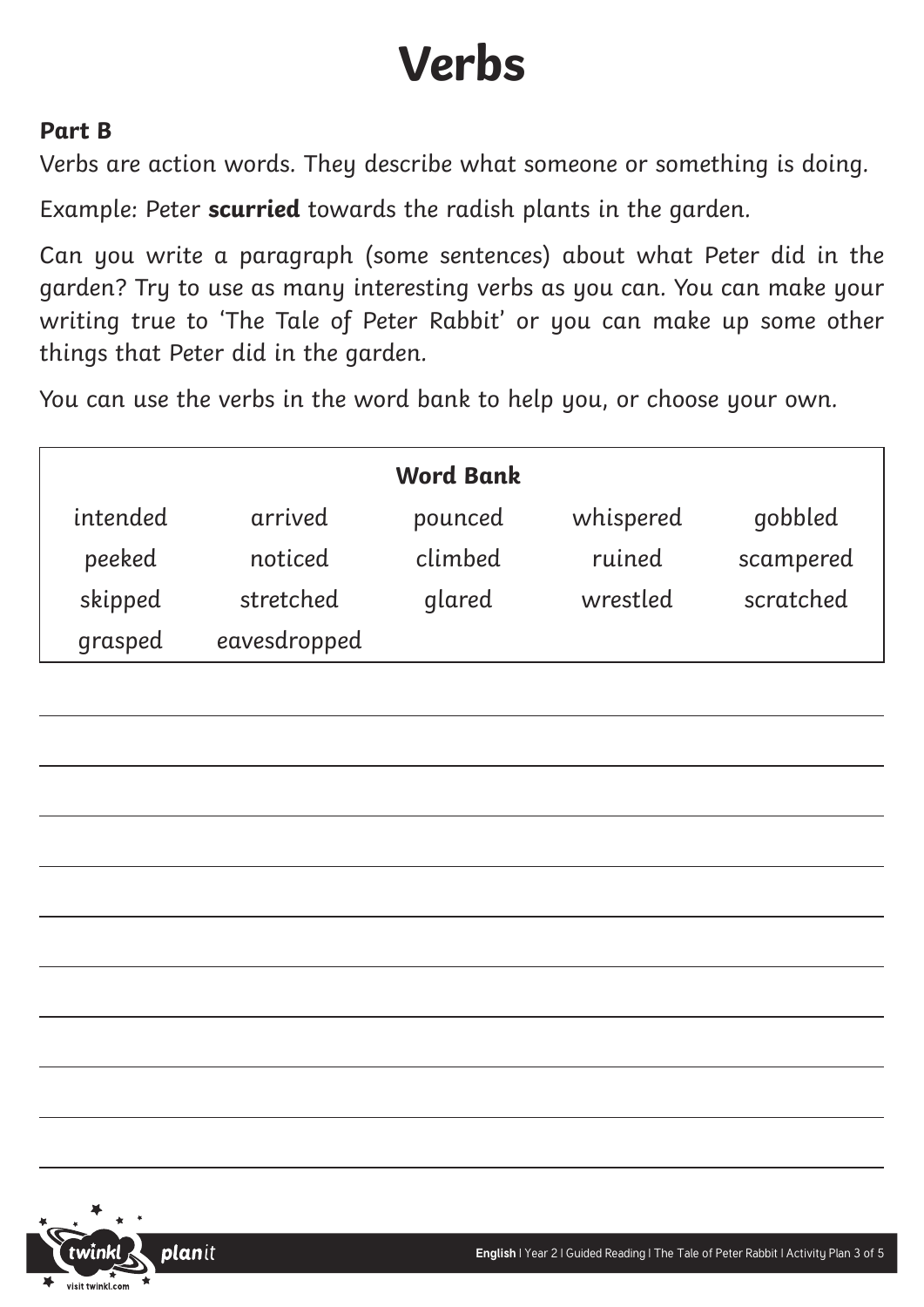# Verbs

**Part B**

Verbs are action words. They describe what someone or something is doing.

Example: Peter **scurried** towards the radish plants in the garden.

Can you write a paragraph (some sentences) about what Peter did in the garden? Try to use as many interesting verbs as you can. You can make your writing true to 'The Tale of Peter Rabbit' or you can make up some other things that Peter did in the garden.

You can use the verbs in the word bank to help you, or choose your own.

| **Word Bank** | | | | |
|---|---|---|---|---|
| intended | arrived | pounced | whispered | gobbled |
| peeked | noticed | climbed | ruined | scampered |
| skipped | stretched | glared | wrestled | scratched |
| grasped | eavesdropped | | | |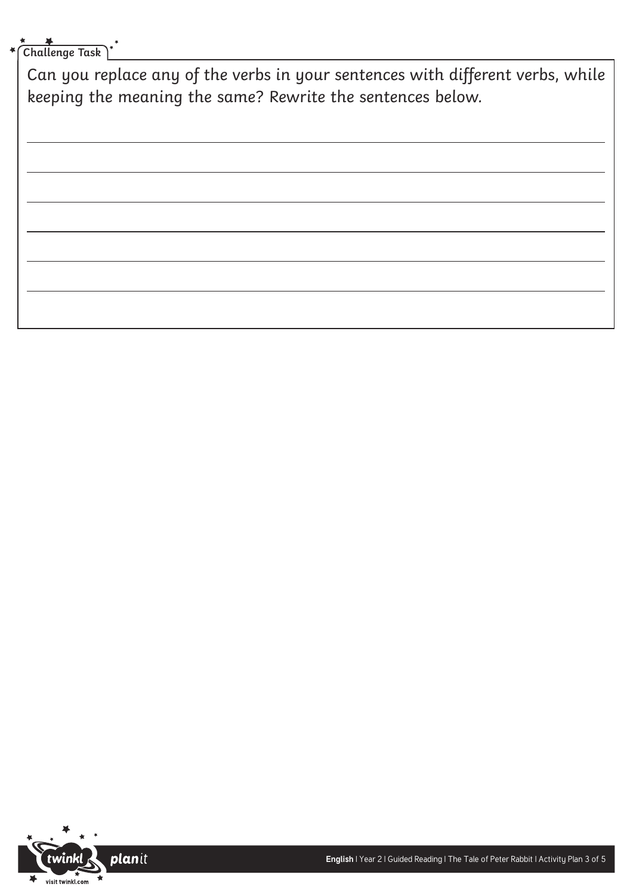**Challenge Task**

Can you replace any of the verbs in your sentences with different verbs, while keeping the meaning the same? Rewrite the sentences below.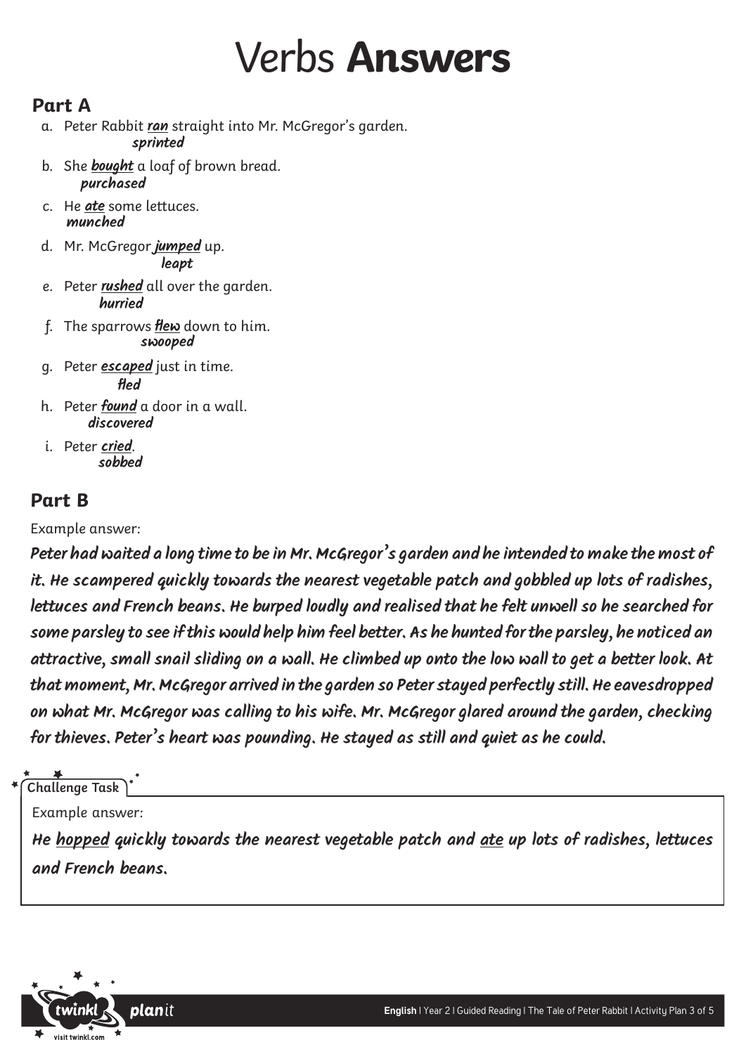# Verbs **Answers**

## Part A

a. Peter Rabbit ***ran*** straight into Mr. McGregor's garden.
***sprinted***

b. She ***bought*** a loaf of brown bread.
***purchased***

c. He ***ate*** some lettuces.
***munched***

d. Mr. McGregor ***jumped*** up.
***leapt***

e. Peter ***rushed*** all over the garden.
***hurried***

f. The sparrows ***flew*** down to him.
***swooped***

g. Peter ***escaped*** just in time.
***fled***

h. Peter ***found*** a door in a wall.
***discovered***

i. Peter ***cried***.
***sobbed***

## Part B

Example answer:

**Peter had waited a long time to be in Mr. McGregor's garden and he intended to make the most of it. He scampered quickly towards the nearest vegetable patch and gobbled up lots of radishes, lettuces and French beans. He burped loudly and realised that he felt unwell so he searched for some parsley to see if this would help him feel better. As he hunted for the parsley, he noticed an attractive, small snail sliding on a wall. He climbed up onto the low wall to get a better look. At that moment, Mr. McGregor arrived in the garden so Peter stayed perfectly still. He eavesdropped on what Mr. McGregor was calling to his wife. Mr. McGregor glared around the garden, checking for thieves. Peter's heart was pounding. He stayed as still and quiet as he could.**

**Challenge Task**

Example answer:

**He hopped quickly towards the nearest vegetable patch and ate up lots of radishes, lettuces and French beans.**